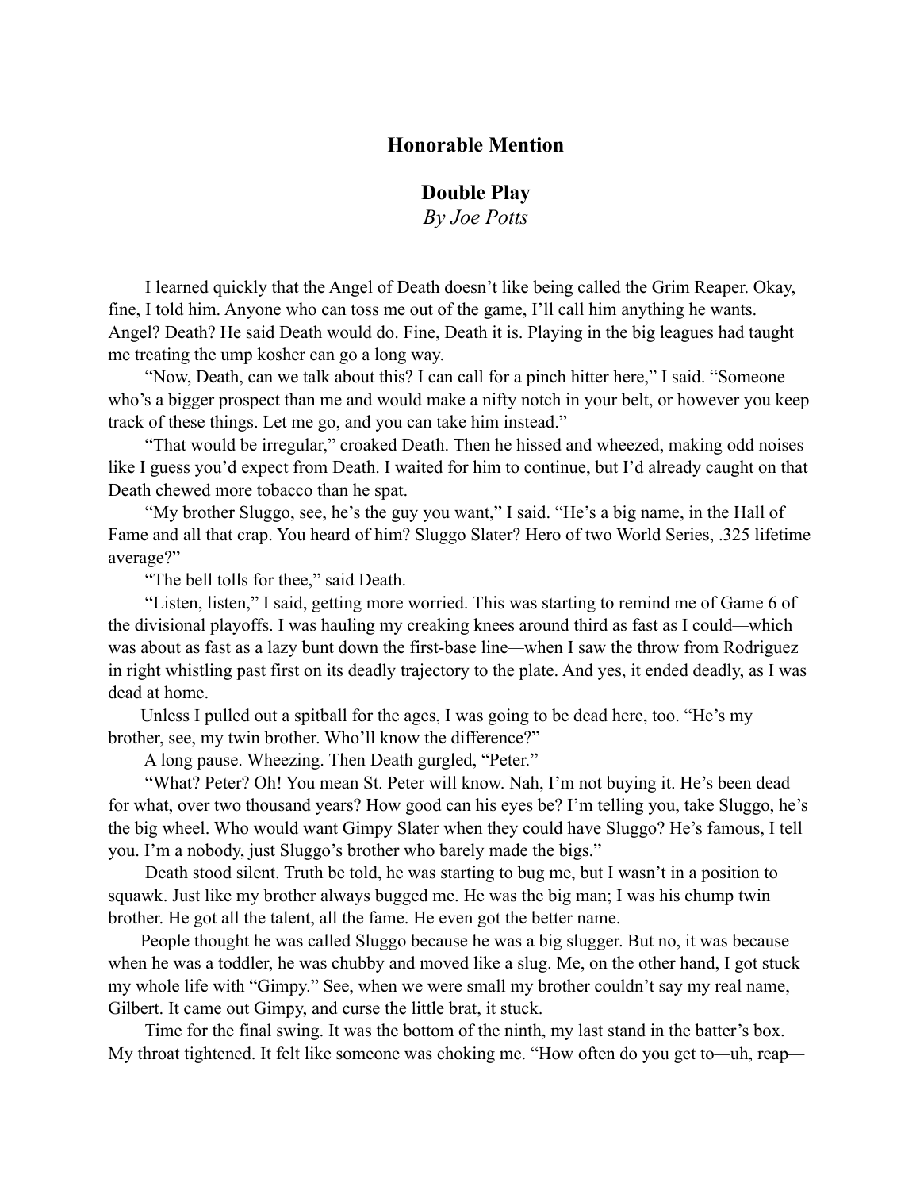## Honorable Mention

## Double Play

*By Joe Potts*

I learned quickly that the Angel of Death doesn't like being called the Grim Reaper. Okay, fine, I told him. Anyone who can toss me out of the game, I'll call him anything he wants. Angel? Death? He said Death would do. Fine, Death it is. Playing in the big leagues had taught me treating the ump kosher can go a long way.

"Now, Death, can we talk about this? I can call for a pinch hitter here," I said. "Someone who's a bigger prospect than me and would make a nifty notch in your belt, or however you keep track of these things. Let me go, and you can take him instead."

"That would be irregular," croaked Death. Then he hissed and wheezed, making odd noises like I guess you'd expect from Death. I waited for him to continue, but I'd already caught on that Death chewed more tobacco than he spat.

"My brother Sluggo, see, he's the guy you want," I said. "He's a big name, in the Hall of Fame and all that crap. You heard of him? Sluggo Slater? Hero of two World Series, .325 lifetime average?"

"The bell tolls for thee," said Death.

"Listen, listen," I said, getting more worried. This was starting to remind me of Game 6 of the divisional playoffs. I was hauling my creaking knees around third as fast as I could—which was about as fast as a lazy bunt down the first-base line—when I saw the throw from Rodriguez in right whistling past first on its deadly trajectory to the plate. And yes, it ended deadly, as I was dead at home.

Unless I pulled out a spitball for the ages, I was going to be dead here, too. "He's my brother, see, my twin brother. Who'll know the difference?"

A long pause. Wheezing. Then Death gurgled, "Peter."

"What? Peter? Oh! You mean St. Peter will know. Nah, I'm not buying it. He's been dead for what, over two thousand years? How good can his eyes be? I'm telling you, take Sluggo, he's the big wheel. Who would want Gimpy Slater when they could have Sluggo? He's famous, I tell you. I'm a nobody, just Sluggo's brother who barely made the bigs."

Death stood silent. Truth be told, he was starting to bug me, but I wasn't in a position to squawk. Just like my brother always bugged me. He was the big man; I was his chump twin brother. He got all the talent, all the fame. He even got the better name.

People thought he was called Sluggo because he was a big slugger. But no, it was because when he was a toddler, he was chubby and moved like a slug. Me, on the other hand, I got stuck my whole life with "Gimpy." See, when we were small my brother couldn't say my real name, Gilbert. It came out Gimpy, and curse the little brat, it stuck.

Time for the final swing. It was the bottom of the ninth, my last stand in the batter's box. My throat tightened. It felt like someone was choking me. "How often do you get to—uh, reap—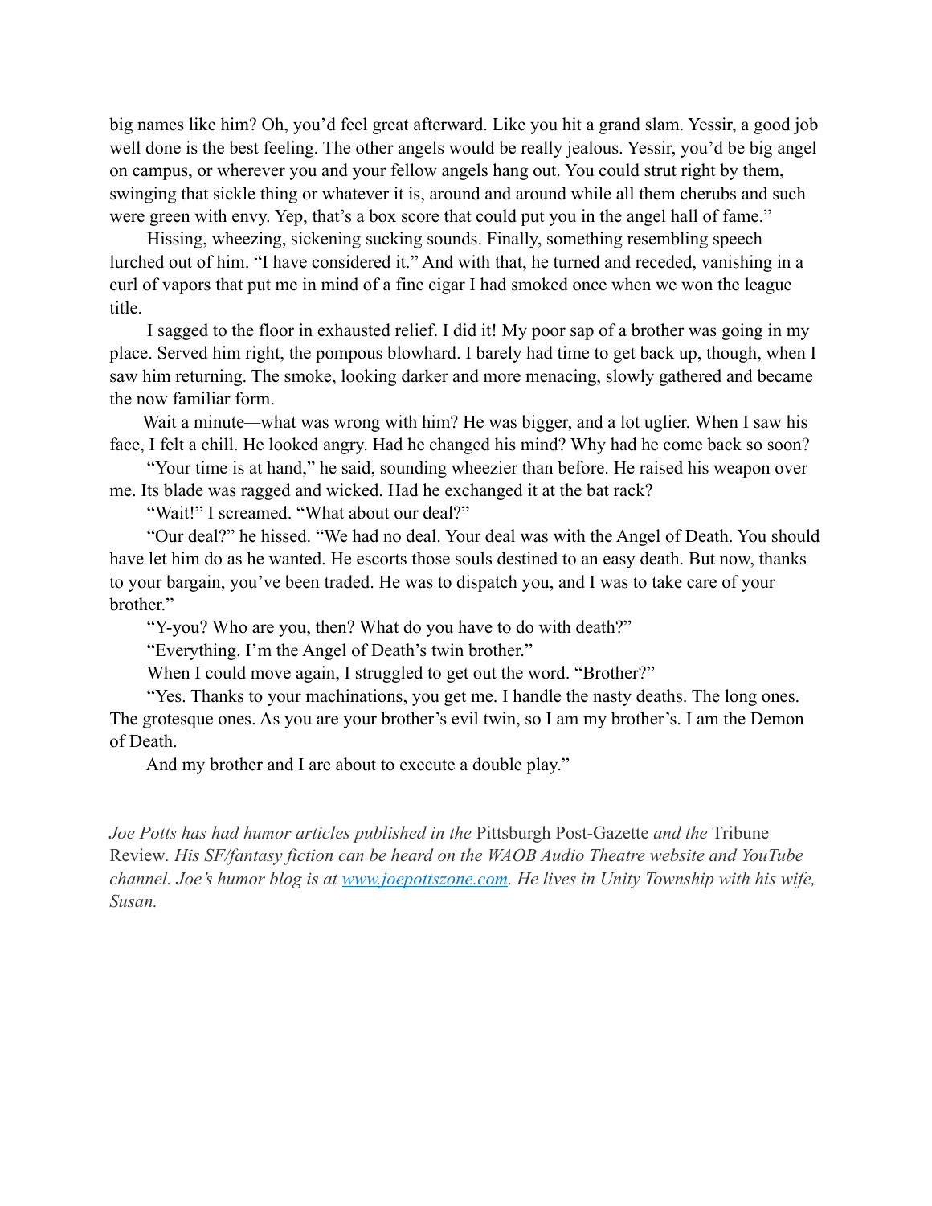big names like him? Oh, you'd feel great afterward. Like you hit a grand slam. Yessir, a good job well done is the best feeling. The other angels would be really jealous. Yessir, you'd be big angel on campus, or wherever you and your fellow angels hang out. You could strut right by them, swinging that sickle thing or whatever it is, around and around while all them cherubs and such were green with envy. Yep, that's a box score that could put you in the angel hall of fame."

Hissing, wheezing, sickening sucking sounds. Finally, something resembling speech lurched out of him. "I have considered it." And with that, he turned and receded, vanishing in a curl of vapors that put me in mind of a fine cigar I had smoked once when we won the league title.

I sagged to the floor in exhausted relief. I did it! My poor sap of a brother was going in my place. Served him right, the pompous blowhard. I barely had time to get back up, though, when I saw him returning. The smoke, looking darker and more menacing, slowly gathered and became the now familiar form.

Wait a minute—what was wrong with him? He was bigger, and a lot uglier. When I saw his face, I felt a chill. He looked angry. Had he changed his mind? Why had he come back so soon?

"Your time is at hand," he said, sounding wheezier than before. He raised his weapon over me. Its blade was ragged and wicked. Had he exchanged it at the bat rack?

"Wait!" I screamed. "What about our deal?"

"Our deal?" he hissed. "We had no deal. Your deal was with the Angel of Death. You should have let him do as he wanted. He escorts those souls destined to an easy death. But now, thanks to your bargain, you've been traded. He was to dispatch you, and I was to take care of your brother."

"Y-you? Who are you, then? What do you have to do with death?"

"Everything. I'm the Angel of Death's twin brother."

When I could move again, I struggled to get out the word. "Brother?"

"Yes. Thanks to your machinations, you get me. I handle the nasty deaths. The long ones. The grotesque ones. As you are your brother's evil twin, so I am my brother's. I am the Demon of Death.

And my brother and I are about to execute a double play."

*Joe Potts has had humor articles published in the* Pittsburgh Post-Gazette *and the* Tribune Review*. His SF/fantasy fiction can be heard on the WAOB Audio Theatre website and YouTube channel. Joe's humor blog is at [www.joepottszone.com](http://www.joepottszone.com). He lives in Unity Township with his wife, Susan.*